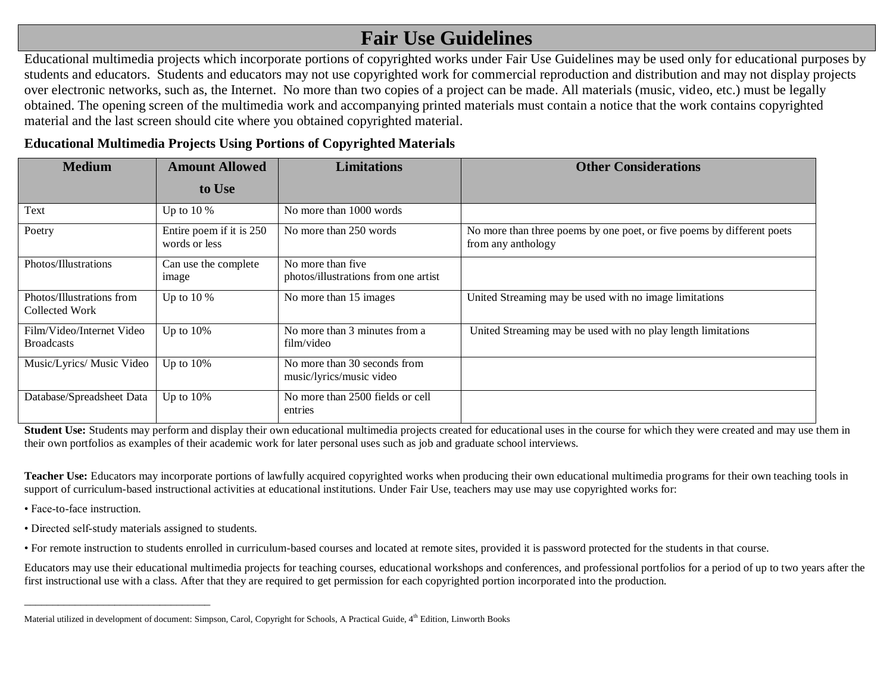# Fair Use Guidelines

Educational multimedia projects which incorporate portions of copyrighted works under Fair Use Guidelines may be used only for educational purposes by students and educators. Students and educators may not use copyrighted work for commercial reproduction and distribution and may not display projects over electronic networks, such as, the Internet. No more than two copies of a project can be made. All materials (music, video, etc.) must be legally obtained. The opening screen of the multimedia work and accompanying printed materials must contain a notice that the work contains copyrighted material and the last screen should cite where you obtained copyrighted material.

### Educational Multimedia Projects Using Portions of Copyrighted Materials

| Medium | Amount Allowed to Use | Limitations | Other Considerations |
|---|---|---|---|
| Text | Up to 10 % | No more than 1000 words | |
| Poetry | Entire poem if it is 250 words or less | No more than 250 words | No more than three poems by one poet, or five poems by different poets from any anthology |
| Photos/Illustrations | Can use the complete image | No more than five photos/illustrations from one artist | |
| Photos/Illustrations from Collected Work | Up to 10 % | No more than 15 images | United Streaming may be used with no image limitations |
| Film/Video/Internet Video Broadcasts | Up to 10% | No more than 3 minutes from a film/video | United Streaming may be used with no play length limitations |
| Music/Lyrics/ Music Video | Up to 10% | No more than 30 seconds from music/lyrics/music video | |
| Database/Spreadsheet Data | Up to 10% | No more than 2500 fields or cell entries | |

**Student Use:** Students may perform and display their own educational multimedia projects created for educational uses in the course for which they were created and may use them in their own portfolios as examples of their academic work for later personal uses such as job and graduate school interviews.

**Teacher Use:** Educators may incorporate portions of lawfully acquired copyrighted works when producing their own educational multimedia programs for their own teaching tools in support of curriculum-based instructional activities at educational institutions. Under Fair Use, teachers may use may use copyrighted works for:

- Face-to-face instruction.
- Directed self-study materials assigned to students.
- For remote instruction to students enrolled in curriculum-based courses and located at remote sites, provided it is password protected for the students in that course.

Educators may use their educational multimedia projects for teaching courses, educational workshops and conferences, and professional portfolios for a period of up to two years after the first instructional use with a class. After that they are required to get permission for each copyrighted portion incorporated into the production.

---

Material utilized in development of document: Simpson, Carol, Copyright for Schools, A Practical Guide, 4th Edition, Linworth Books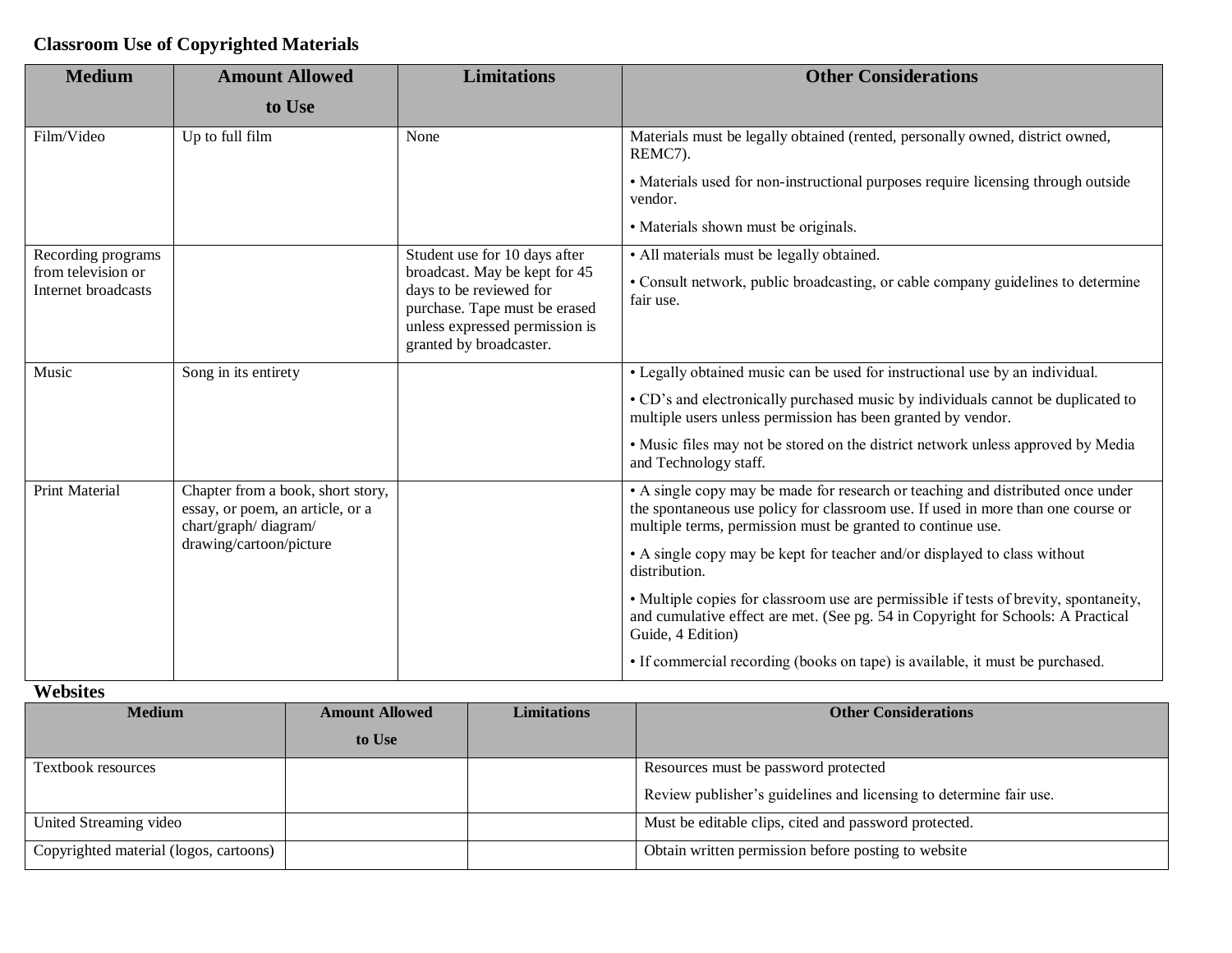## Classroom Use of Copyrighted Materials

| Medium | Amount Allowed to Use | Limitations | Other Considerations |
| --- | --- | --- | --- |
| Film/Video | Up to full film | None | Materials must be legally obtained (rented, personally owned, district owned, REMC7).<br>• Materials used for non-instructional purposes require licensing through outside vendor.<br>• Materials shown must be originals. |
| Recording programs from television or Internet broadcasts | | Student use for 10 days after broadcast. May be kept for 45 days to be reviewed for purchase. Tape must be erased unless expressed permission is granted by broadcaster. | • All materials must be legally obtained.<br>• Consult network, public broadcasting, or cable company guidelines to determine fair use. |
| Music | Song in its entirety | | • Legally obtained music can be used for instructional use by an individual.<br>• CD's and electronically purchased music by individuals cannot be duplicated to multiple users unless permission has been granted by vendor.<br>• Music files may not be stored on the district network unless approved by Media and Technology staff. |
| Print Material | Chapter from a book, short story, essay, or poem, an article, or a chart/graph/ diagram/ drawing/cartoon/picture | | • A single copy may be made for research or teaching and distributed once under the spontaneous use policy for classroom use. If used in more than one course or multiple terms, permission must be granted to continue use.<br>• A single copy may be kept for teacher and/or displayed to class without distribution.<br>• Multiple copies for classroom use are permissible if tests of brevity, spontaneity, and cumulative effect are met. (See pg. 54 in Copyright for Schools: A Practical Guide, 4 Edition)<br>• If commercial recording (books on tape) is available, it must be purchased. |

## Websites

| Medium | Amount Allowed to Use | Limitations | Other Considerations |
| --- | --- | --- | --- |
| Textbook resources | | | Resources must be password protected<br>Review publisher's guidelines and licensing to determine fair use. |
| United Streaming video | | | Must be editable clips, cited and password protected. |
| Copyrighted material (logos, cartoons) | | | Obtain written permission before posting to website |